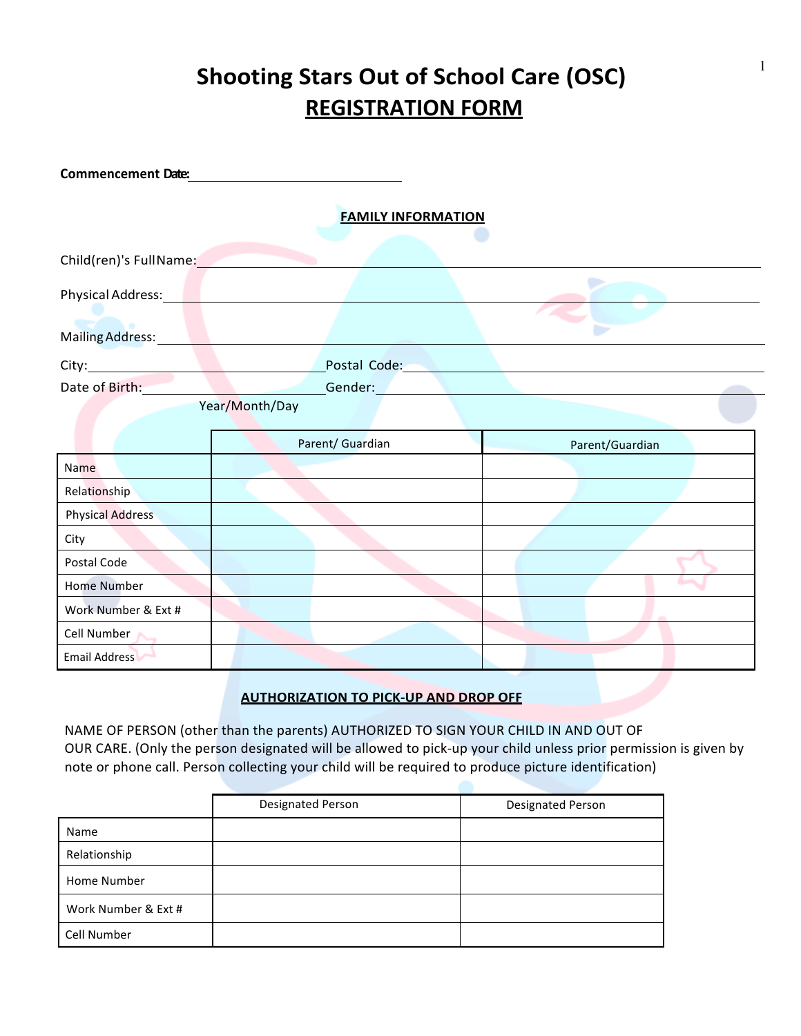# Shooting Stars Out of School Care (OSC)

## REGISTRATION FORM

**Commencement Date:** ______________________________

### FAMILY INFORMATION

Child(ren)'s Full Name: ________________________________________________

Physical Address: ________________________________________________

Mailing Address: ________________________________________________

City: ______________________________ Postal Code: ______________________________

Date of Birth: ______________________________ Gender: ______________________________
Year/Month/Day

| | Parent/ Guardian | Parent/Guardian |
|---|---|---|
| Name | | |
| Relationship | | |
| Physical Address | | |
| City | | |
| Postal Code | | |
| Home Number | | |
| Work Number & Ext # | | |
| Cell Number | | |
| Email Address | | |

### AUTHORIZATION TO PICK-UP AND DROP OFF

NAME OF PERSON (other than the parents) AUTHORIZED TO SIGN YOUR CHILD IN AND OUT OF OUR CARE. (Only the person designated will be allowed to pick-up your child unless prior permission is given by note or phone call. Person collecting your child will be required to produce picture identification)

| | Designated Person | Designated Person |
|---|---|---|
| Name | | |
| Relationship | | |
| Home Number | | |
| Work Number & Ext # | | |
| Cell Number | | |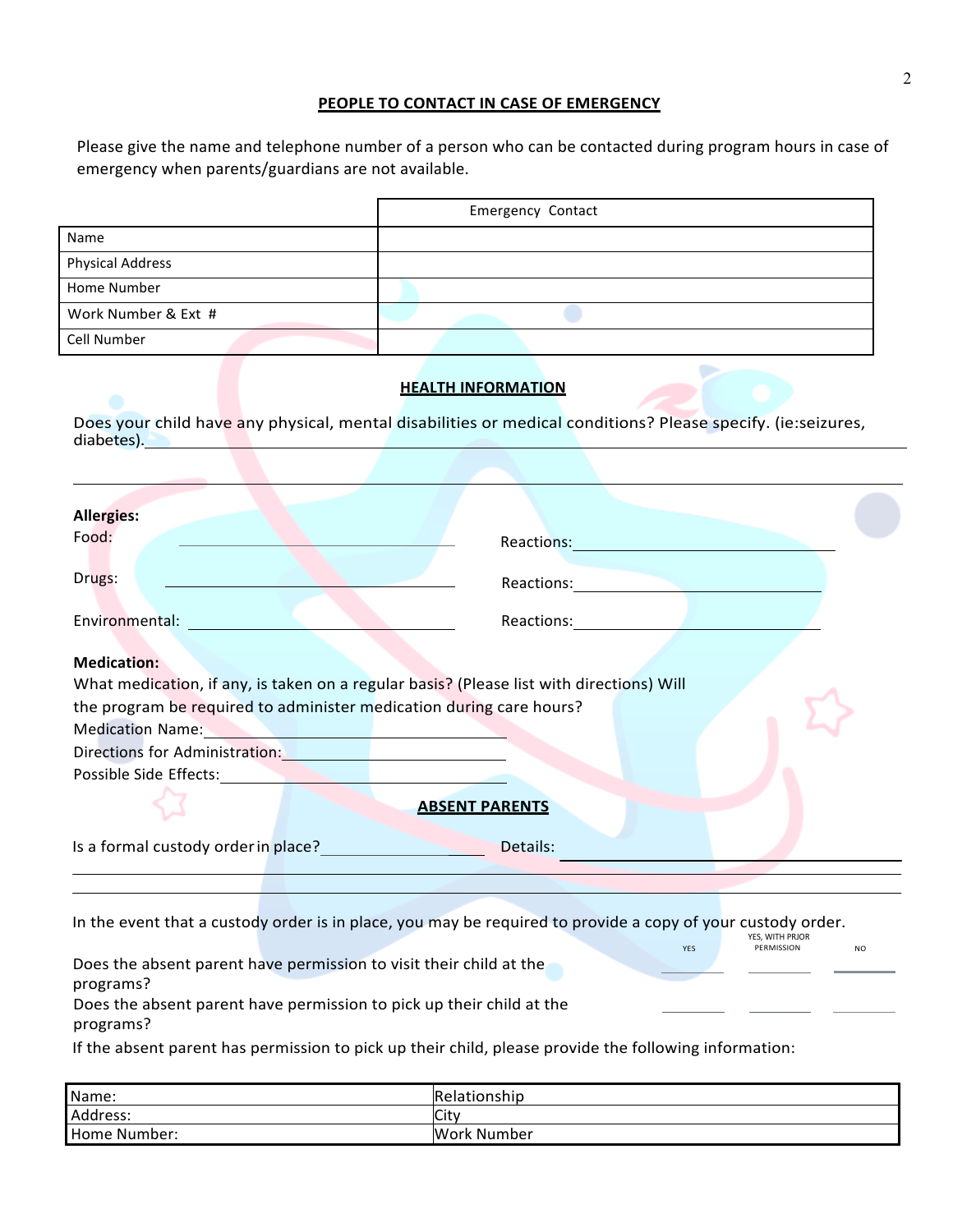## PEOPLE TO CONTACT IN CASE OF EMERGENCY

Please give the name and telephone number of a person who can be contacted during program hours in case of emergency when parents/guardians are not available.

| | Emergency Contact |
|---|---|
| Name | |
| Physical Address | |
| Home Number | |
| Work Number & Ext # | |
| Cell Number | |

## HEALTH INFORMATION

Does your child have any physical, mental disabilities or medical conditions? Please specify. (ie:seizures, diabetes).\_\_\_\_\_\_\_\_\_\_\_\_\_\_\_\_\_\_\_\_\_\_\_\_\_\_\_\_\_\_\_\_\_\_\_\_\_\_\_\_\_\_\_\_

\_\_\_\_\_\_\_\_\_\_\_\_\_\_\_\_\_\_\_\_\_\_\_\_\_\_\_\_\_\_\_\_\_\_\_\_\_\_\_\_\_\_\_\_\_\_\_\_\_\_\_\_\_\_\_\_\_\_\_\_\_\_\_\_\_\_\_\_\_\_\_\_

**Allergies:**

Food: \_\_\_\_\_\_\_\_\_\_\_\_\_\_\_\_\_\_\_\_\_\_\_\_\_\_\_\_ Reactions:\_\_\_\_\_\_\_\_\_\_\_\_\_\_\_\_\_\_\_\_\_\_\_\_\_\_

Drugs: \_\_\_\_\_\_\_\_\_\_\_\_\_\_\_\_\_\_\_\_\_\_\_\_\_\_\_\_ Reactions:\_\_\_\_\_\_\_\_\_\_\_\_\_\_\_\_\_\_\_\_\_\_\_\_\_\_

Environmental: \_\_\_\_\_\_\_\_\_\_\_\_\_\_\_\_\_\_\_\_\_\_\_\_\_\_\_\_ Reactions:\_\_\_\_\_\_\_\_\_\_\_\_\_\_\_\_\_\_\_\_\_\_\_\_\_\_

**Medication:**

What medication, if any, is taken on a regular basis? (Please list with directions) Will the program be required to administer medication during care hours?

Medication Name:\_\_\_\_\_\_\_\_\_\_\_\_\_\_\_\_\_\_\_\_\_\_\_\_\_\_\_\_\_\_

Directions for Administration:\_\_\_\_\_\_\_\_\_\_\_\_\_\_\_\_\_\_\_\_\_\_\_\_

Possible Side Effects:\_\_\_\_\_\_\_\_\_\_\_\_\_\_\_\_\_\_\_\_\_\_\_\_\_\_\_\_

## ABSENT PARENTS

Is a formal custody order in place?\_\_\_\_\_\_\_\_\_\_\_\_\_\_\_\_ Details:\_\_\_\_\_\_\_\_\_\_\_\_\_\_\_\_\_\_\_\_\_\_\_\_\_\_\_\_\_\_\_\_

\_\_\_\_\_\_\_\_\_\_\_\_\_\_\_\_\_\_\_\_\_\_\_\_\_\_\_\_\_\_\_\_\_\_\_\_\_\_\_\_\_\_\_\_\_\_\_\_\_\_\_\_\_\_\_\_\_\_\_\_\_\_\_\_\_\_\_\_\_\_\_\_

\_\_\_\_\_\_\_\_\_\_\_\_\_\_\_\_\_\_\_\_\_\_\_\_\_\_\_\_\_\_\_\_\_\_\_\_\_\_\_\_\_\_\_\_\_\_\_\_\_\_\_\_\_\_\_\_\_\_\_\_\_\_\_\_\_\_\_\_\_\_\_\_

In the event that a custody order is in place, you may be required to provide a copy of your custody order.

| | YES | YES, WITH PRIOR PERMISSION | NO |
|---|---|---|---|
| Does the absent parent have permission to visit their child at the programs? | \_\_\_\_\_\_ | \_\_\_\_\_\_ | \_\_\_\_\_\_ |
| Does the absent parent have permission to pick up their child at the programs? | \_\_\_\_\_\_ | \_\_\_\_\_\_ | \_\_\_\_\_\_ |

If the absent parent has permission to pick up their child, please provide the following information:

| Name: | Relationship |
|---|---|
| Address: | City |
| Home Number: | Work Number |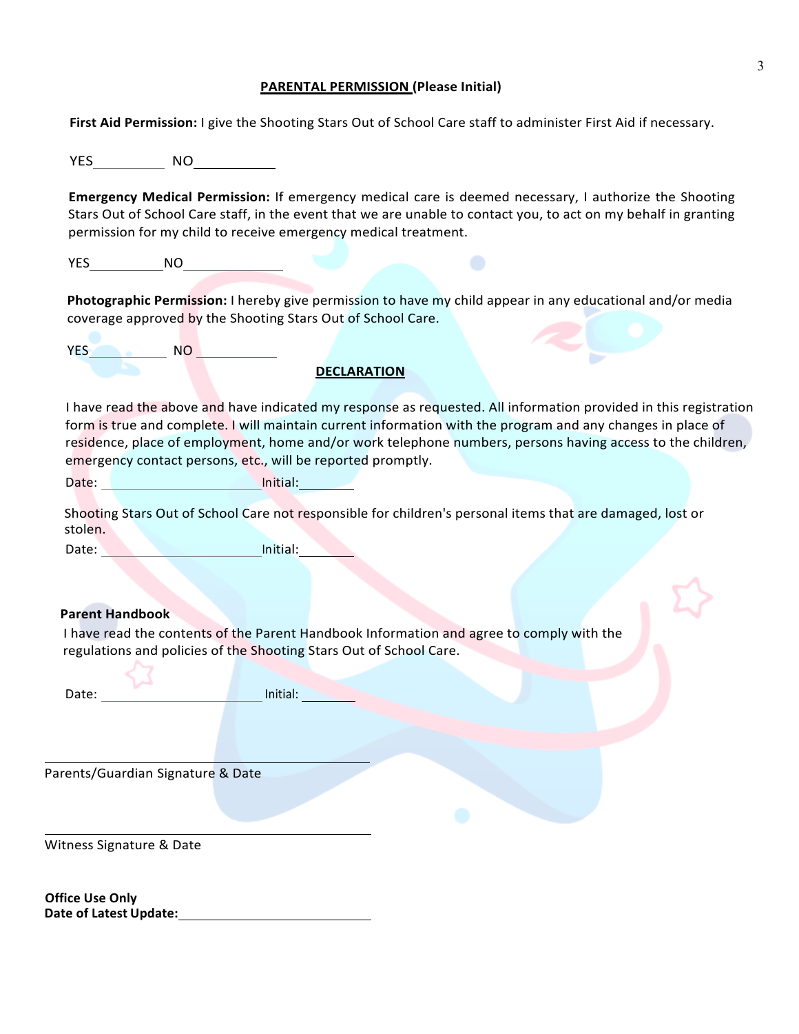**PARENTAL PERMISSION (Please Initial)**

**First Aid Permission:** I give the Shooting Stars Out of School Care staff to administer First Aid if necessary.

YES__________ NO___________

**Emergency Medical Permission:** If emergency medical care is deemed necessary, I authorize the Shooting Stars Out of School Care staff, in the event that we are unable to contact you, to act on my behalf in granting permission for my child to receive emergency medical treatment.

YES__________NO_____________

**Photographic Permission:** I hereby give permission to have my child appear in any educational and/or media coverage approved by the Shooting Stars Out of School Care.

YES___________ NO ___________

**DECLARATION**

I have read the above and have indicated my response as requested. All information provided in this registration form is true and complete. I will maintain current information with the program and any changes in place of residence, place of employment, home and/or work telephone numbers, persons having access to the children, emergency contact persons, etc., will be reported promptly.

Date: ______________________ Initial:________

Shooting Stars Out of School Care not responsible for children's personal items that are damaged, lost or stolen.

Date: ______________________ Initial:________

**Parent Handbook**

I have read the contents of the Parent Handbook Information and agree to comply with the regulations and policies of the Shooting Stars Out of School Care.

Date: ______________________ Initial: ________

_______________________________________

Parents/Guardian Signature & Date

_______________________________________

Witness Signature & Date

**Office Use Only**
**Date of Latest Update:**___________________________